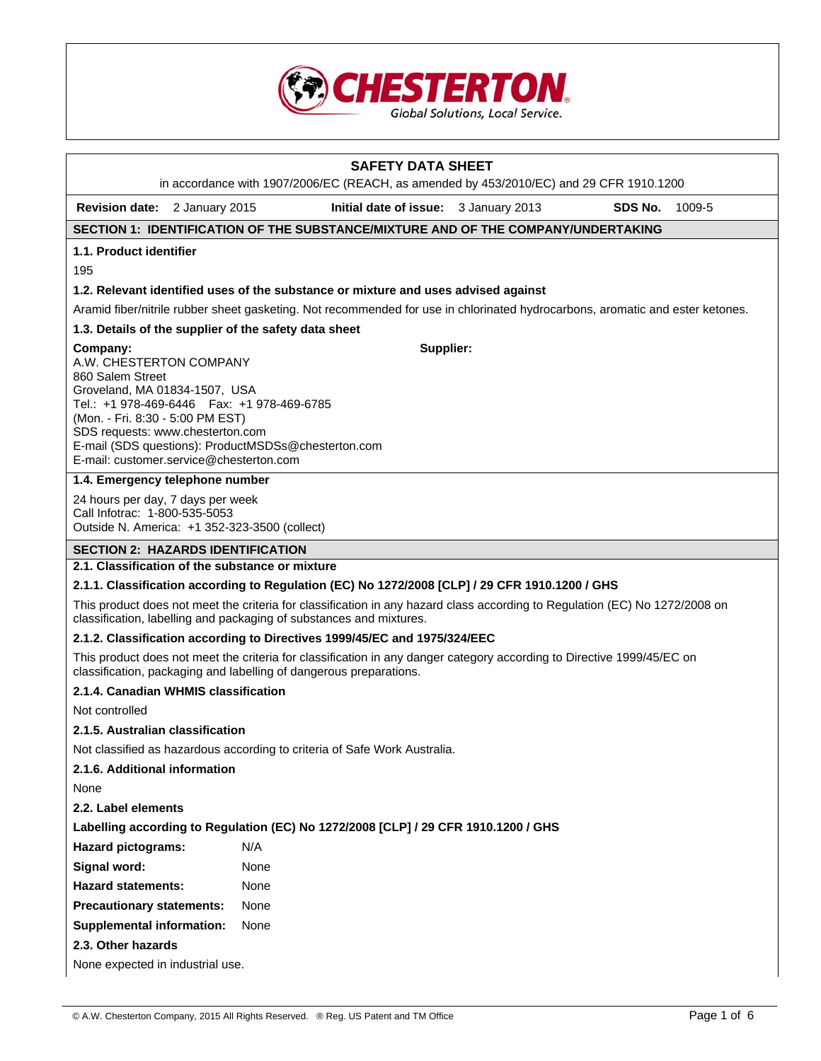CHESTERTON
Global Solutions, Local Service.

# SAFETY DATA SHEET

in accordance with 1907/2006/EC (REACH, as amended by 453/2010/EC) and 29 CFR 1910.1200

**Revision date:** 2 January 2015 **Initial date of issue:** 3 January 2013 **SDS No.** 1009-5

## SECTION 1: IDENTIFICATION OF THE SUBSTANCE/MIXTURE AND OF THE COMPANY/UNDERTAKING

### 1.1. Product identifier

195

### 1.2. Relevant identified uses of the substance or mixture and uses advised against

Aramid fiber/nitrile rubber sheet gasketing. Not recommended for use in chlorinated hydrocarbons, aromatic and ester ketones.

### 1.3. Details of the supplier of the safety data sheet

**Company:**
A.W. CHESTERTON COMPANY
860 Salem Street
Groveland, MA 01834-1507, USA
Tel.: +1 978-469-6446 Fax: +1 978-469-6785
(Mon. - Fri. 8:30 - 5:00 PM EST)
SDS requests: www.chesterton.com
E-mail (SDS questions): ProductMSDSs@chesterton.com
E-mail: customer.service@chesterton.com

**Supplier:**

### 1.4. Emergency telephone number

24 hours per day, 7 days per week
Call Infotrac: 1-800-535-5053
Outside N. America: +1 352-323-3500 (collect)

## SECTION 2: HAZARDS IDENTIFICATION

### 2.1. Classification of the substance or mixture

#### 2.1.1. Classification according to Regulation (EC) No 1272/2008 [CLP] / 29 CFR 1910.1200 / GHS

This product does not meet the criteria for classification in any hazard class according to Regulation (EC) No 1272/2008 on classification, labelling and packaging of substances and mixtures.

#### 2.1.2. Classification according to Directives 1999/45/EC and 1975/324/EEC

This product does not meet the criteria for classification in any danger category according to Directive 1999/45/EC on classification, packaging and labelling of dangerous preparations.

#### 2.1.4. Canadian WHMIS classification

Not controlled

#### 2.1.5. Australian classification

Not classified as hazardous according to criteria of Safe Work Australia.

#### 2.1.6. Additional information

None

### 2.2. Label elements

**Labelling according to Regulation (EC) No 1272/2008 [CLP] / 29 CFR 1910.1200 / GHS**

**Hazard pictograms:** N/A

**Signal word:** None

**Hazard statements:** None

**Precautionary statements:** None

**Supplemental information:** None

### 2.3. Other hazards

None expected in industrial use.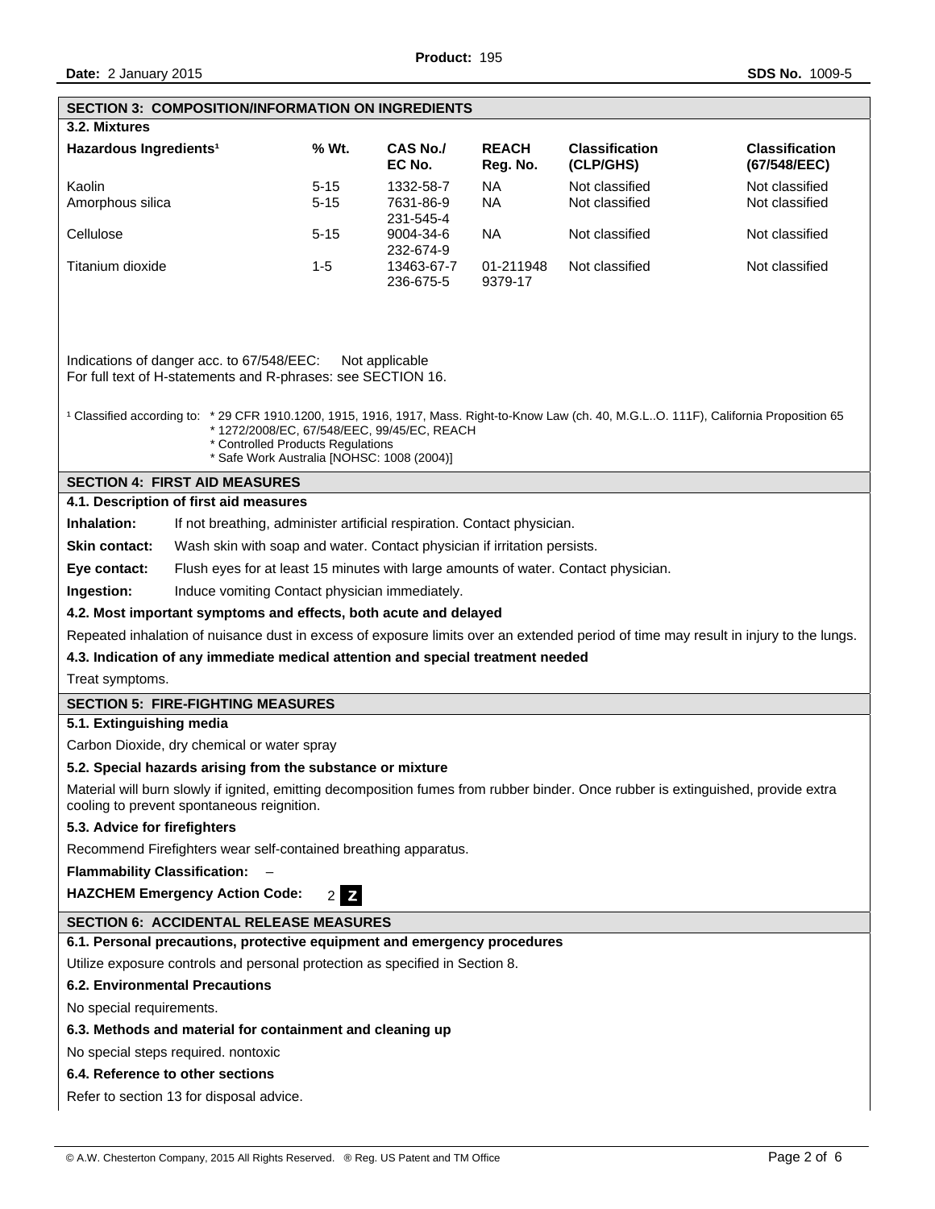## SECTION 3: COMPOSITION/INFORMATION ON INGREDIENTS

### 3.2. Mixtures

| Hazardous Ingredients[1] | % Wt. | CAS No./ EC No. | REACH Reg. No. | Classification (CLP/GHS) | Classification (67/548/EEC) |
|---|---|---|---|---|---|
| Kaolin | 5-15 | 1332-58-7 | NA | Not classified | Not classified |
| Amorphous silica | 5-15 | 7631-86-9 231-545-4 | NA | Not classified | Not classified |
| Cellulose | 5-15 | 9004-34-6 232-674-9 | NA | Not classified | Not classified |
| Titanium dioxide | 1-5 | 13463-67-7 236-675-5 | 01-2119489379-17 | Not classified | Not classified |

Indications of danger acc. to 67/548/EEC: Not applicable
For full text of H-statements and R-phrases: see SECTION 16.

[1] Classified according to:
* 29 CFR 1910.1200, 1915, 1916, 1917, Mass. Right-to-Know Law (ch. 40, M.G.L..O. 111F), California Proposition 65
* 1272/2008/EC, 67/548/EEC, 99/45/EC, REACH
* Controlled Products Regulations
* Safe Work Australia [NOHSC: 1008 (2004)]

## SECTION 4: FIRST AID MEASURES

### 4.1. Description of first aid measures

**Inhalation:** If not breathing, administer artificial respiration. Contact physician.

**Skin contact:** Wash skin with soap and water. Contact physician if irritation persists.

**Eye contact:** Flush eyes for at least 15 minutes with large amounts of water. Contact physician.

**Ingestion:** Induce vomiting Contact physician immediately.

### 4.2. Most important symptoms and effects, both acute and delayed

Repeated inhalation of nuisance dust in excess of exposure limits over an extended period of time may result in injury to the lungs.

### 4.3. Indication of any immediate medical attention and special treatment needed

Treat symptoms.

## SECTION 5: FIRE-FIGHTING MEASURES

### 5.1. Extinguishing media

Carbon Dioxide, dry chemical or water spray

### 5.2. Special hazards arising from the substance or mixture

Material will burn slowly if ignited, emitting decomposition fumes from rubber binder. Once rubber is extinguished, provide extra cooling to prevent spontaneous reignition.

### 5.3. Advice for firefighters

Recommend Firefighters wear self-contained breathing apparatus.

**Flammability Classification:** –

**HAZCHEM Emergency Action Code:** 2 Z

## SECTION 6: ACCIDENTAL RELEASE MEASURES

### 6.1. Personal precautions, protective equipment and emergency procedures

Utilize exposure controls and personal protection as specified in Section 8.

### 6.2. Environmental Precautions

No special requirements.

### 6.3. Methods and material for containment and cleaning up

No special steps required. nontoxic

### 6.4. Reference to other sections

Refer to section 13 for disposal advice.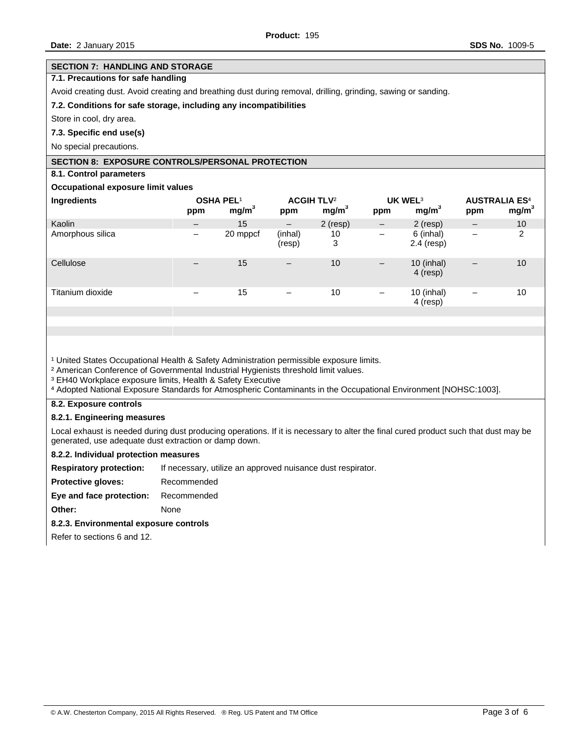## SECTION 7: HANDLING AND STORAGE

### 7.1. Precautions for safe handling

Avoid creating dust. Avoid creating and breathing dust during removal, drilling, grinding, sawing or sanding.

### 7.2. Conditions for safe storage, including any incompatibilities

Store in cool, dry area.

### 7.3. Specific end use(s)

No special precautions.

## SECTION 8: EXPOSURE CONTROLS/PERSONAL PROTECTION

### 8.1. Control parameters

**Occupational exposure limit values**

| Ingredients | OSHA PEL[1] | | ACGIH TLV[2] | | UK WEL[3] | | AUSTRALIA ES[4] | |
|---|---|---|---|---|---|---|---|---|
| | ppm | $mg/m^3$ | ppm | $mg/m^3$ | ppm | $mg/m^3$ | ppm | $mg/m^3$ |
| Kaolin | – | 15 | – | 2 (resp) | – | 2 (resp) | – | 10 |
| Amorphous silica | – | 20 mppcf | (inhal) (resp) | 10 3 | – | 6 (inhal) 2.4 (resp) | – | 2 |
| Cellulose | – | 15 | – | 10 | – | 10 (inhal) 4 (resp) | – | 10 |
| Titanium dioxide | – | 15 | – | 10 | – | 10 (inhal) 4 (resp) | – | 10 |

[1] United States Occupational Health & Safety Administration permissible exposure limits.
[2] American Conference of Governmental Industrial Hygienists threshold limit values.
[3] EH40 Workplace exposure limits, Health & Safety Executive
[4] Adopted National Exposure Standards for Atmospheric Contaminants in the Occupational Environment [NOHSC:1003].

### 8.2. Exposure controls

#### 8.2.1. Engineering measures

Local exhaust is needed during dust producing operations. If it is necessary to alter the final cured product such that dust may be generated, use adequate dust extraction or damp down.

#### 8.2.2. Individual protection measures

**Respiratory protection:** If necessary, utilize an approved nuisance dust respirator.

**Protective gloves:** Recommended

**Eye and face protection:** Recommended

**Other:** None

#### 8.2.3. Environmental exposure controls

Refer to sections 6 and 12.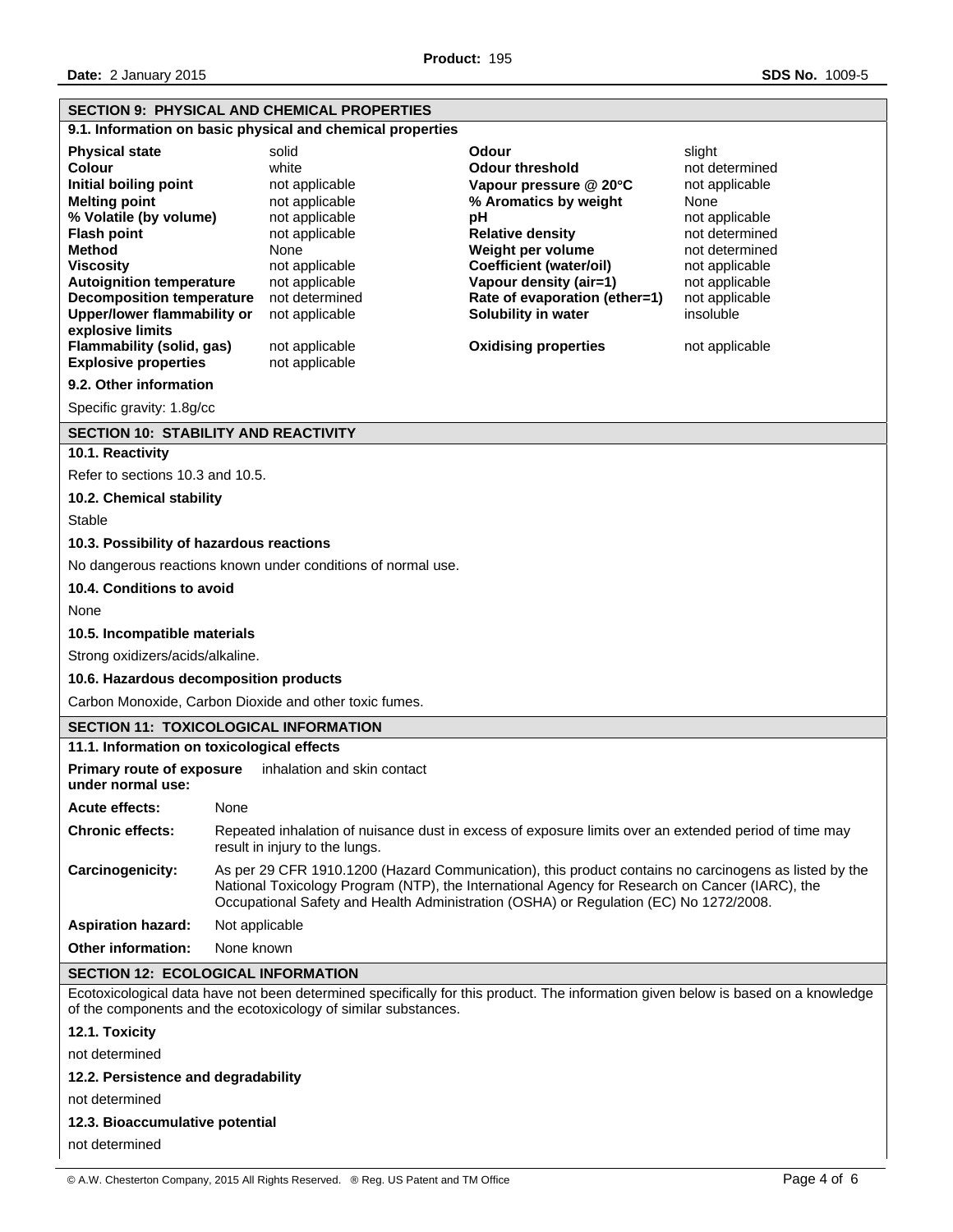## SECTION 9: PHYSICAL AND CHEMICAL PROPERTIES

### 9.1. Information on basic physical and chemical properties

| | | | |
|---|---|---|---|
| **Physical state** | solid | **Odour** | slight |
| **Colour** | white | **Odour threshold** | not determined |
| **Initial boiling point** | not applicable | **Vapour pressure @ 20°C** | not applicable |
| **Melting point** | not applicable | **% Aromatics by weight** | None |
| **% Volatile (by volume)** | not applicable | **pH** | not applicable |
| **Flash point** | not applicable | **Relative density** | not determined |
| **Method** | None | **Weight per volume** | not determined |
| **Viscosity** | not applicable | **Coefficient (water/oil)** | not applicable |
| **Autoignition temperature** | not applicable | **Vapour density (air=1)** | not applicable |
| **Decomposition temperature** | not determined | **Rate of evaporation (ether=1)** | not applicable |
| **Upper/lower flammability or explosive limits** | not applicable | **Solubility in water** | insoluble |
| **Flammability (solid, gas)** | not applicable | **Oxidising properties** | not applicable |
| **Explosive properties** | not applicable | | |

### 9.2. Other information

Specific gravity: 1.8g/cc

## SECTION 10: STABILITY AND REACTIVITY

### 10.1. Reactivity

Refer to sections 10.3 and 10.5.

### 10.2. Chemical stability

Stable

### 10.3. Possibility of hazardous reactions

No dangerous reactions known under conditions of normal use.

### 10.4. Conditions to avoid

None

### 10.5. Incompatible materials

Strong oxidizers/acids/alkaline.

### 10.6. Hazardous decomposition products

Carbon Monoxide, Carbon Dioxide and other toxic fumes.

## SECTION 11: TOXICOLOGICAL INFORMATION

### 11.1. Information on toxicological effects

**Primary route of exposure under normal use:** inhalation and skin contact

**Acute effects:** None

**Chronic effects:** Repeated inhalation of nuisance dust in excess of exposure limits over an extended period of time may result in injury to the lungs.

**Carcinogenicity:** As per 29 CFR 1910.1200 (Hazard Communication), this product contains no carcinogens as listed by the National Toxicology Program (NTP), the International Agency for Research on Cancer (IARC), the Occupational Safety and Health Administration (OSHA) or Regulation (EC) No 1272/2008.

**Aspiration hazard:** Not applicable

**Other information:** None known

## SECTION 12: ECOLOGICAL INFORMATION

Ecotoxicological data have not been determined specifically for this product. The information given below is based on a knowledge of the components and the ecotoxicology of similar substances.

### 12.1. Toxicity

not determined

### 12.2. Persistence and degradability

not determined

### 12.3. Bioaccumulative potential

not determined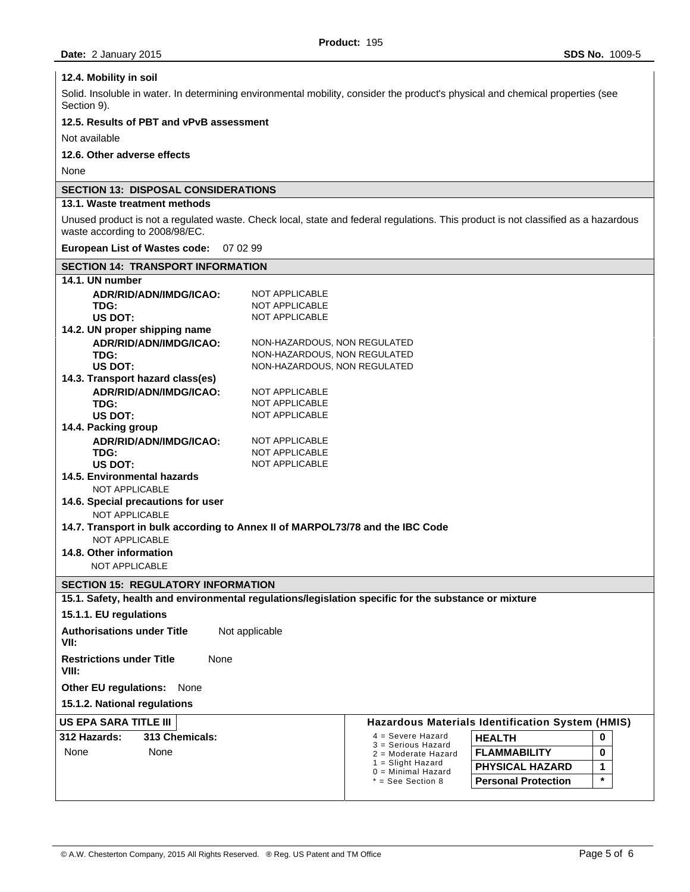#### 12.4. Mobility in soil

Solid. Insoluble in water. In determining environmental mobility, consider the product's physical and chemical properties (see Section 9).

#### 12.5. Results of PBT and vPvB assessment

Not available

#### 12.6. Other adverse effects

None

## SECTION 13: DISPOSAL CONSIDERATIONS

#### 13.1. Waste treatment methods

Unused product is not a regulated waste. Check local, state and federal regulations. This product is not classified as a hazardous waste according to 2008/98/EC.

**European List of Wastes code:** 07 02 99

## SECTION 14: TRANSPORT INFORMATION

#### 14.1. UN number

| | |
|---|---|
| **ADR/RID/ADN/IMDG/ICAO:** | NOT APPLICABLE |
| **TDG:** | NOT APPLICABLE |
| **US DOT:** | NOT APPLICABLE |

#### 14.2. UN proper shipping name

| | |
|---|---|
| **ADR/RID/ADN/IMDG/ICAO:** | NON-HAZARDOUS, NON REGULATED |
| **TDG:** | NON-HAZARDOUS, NON REGULATED |
| **US DOT:** | NON-HAZARDOUS, NON REGULATED |

#### 14.3. Transport hazard class(es)

| | |
|---|---|
| **ADR/RID/ADN/IMDG/ICAO:** | NOT APPLICABLE |
| **TDG:** | NOT APPLICABLE |
| **US DOT:** | NOT APPLICABLE |

#### 14.4. Packing group

| | |
|---|---|
| **ADR/RID/ADN/IMDG/ICAO:** | NOT APPLICABLE |
| **TDG:** | NOT APPLICABLE |
| **US DOT:** | NOT APPLICABLE |

#### 14.5. Environmental hazards

NOT APPLICABLE

#### 14.6. Special precautions for user

NOT APPLICABLE

#### 14.7. Transport in bulk according to Annex II of MARPOL73/78 and the IBC Code

NOT APPLICABLE

#### 14.8. Other information

NOT APPLICABLE

## SECTION 15: REGULATORY INFORMATION

#### 15.1. Safety, health and environmental regulations/legislation specific for the substance or mixture

#### 15.1.1. EU regulations

**Authorisations under Title VII:** Not applicable

**Restrictions under Title VIII:** None

**Other EU regulations:** None

#### 15.1.2. National regulations

**US EPA SARA TITLE III**

| 312 Hazards: | 313 Chemicals: |
|---|---|
| None | None |

**Hazardous Materials Identification System (HMIS)**

4 = Severe Hazard
3 = Serious Hazard
2 = Moderate Hazard
1 = Slight Hazard
0 = Minimal Hazard
* = See Section 8

| | |
|---|---|
| **HEALTH** | 0 |
| **FLAMMABILITY** | 0 |
| **PHYSICAL HAZARD** | 1 |
| **Personal Protection** | * |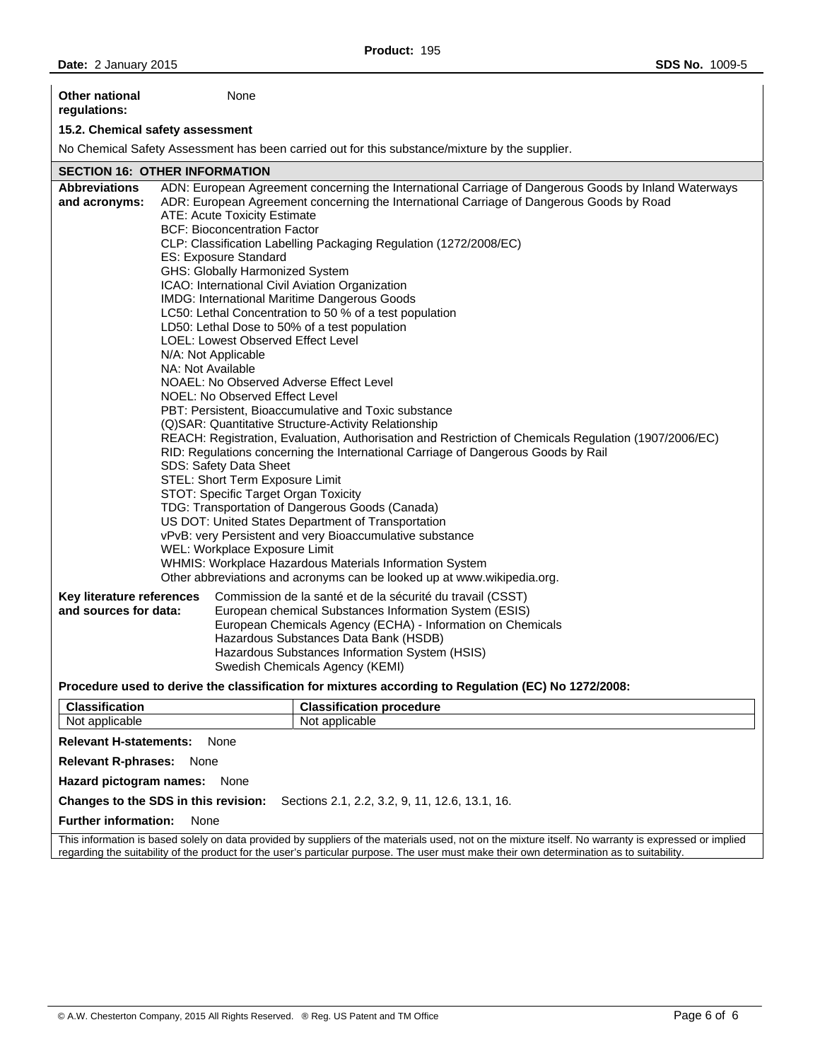**Other national regulations:** None

**15.2. Chemical safety assessment**

No Chemical Safety Assessment has been carried out for this substance/mixture by the supplier.

## SECTION 16: OTHER INFORMATION

**Abbreviations and acronyms:**

ADN: European Agreement concerning the International Carriage of Dangerous Goods by Inland Waterways
ADR: European Agreement concerning the International Carriage of Dangerous Goods by Road
ATE: Acute Toxicity Estimate
BCF: Bioconcentration Factor
CLP: Classification Labelling Packaging Regulation (1272/2008/EC)
ES: Exposure Standard
GHS: Globally Harmonized System
ICAO: International Civil Aviation Organization
IMDG: International Maritime Dangerous Goods
LC50: Lethal Concentration to 50 % of a test population
LD50: Lethal Dose to 50% of a test population
LOEL: Lowest Observed Effect Level
N/A: Not Applicable
NA: Not Available
NOAEL: No Observed Adverse Effect Level
NOEL: No Observed Effect Level
PBT: Persistent, Bioaccumulative and Toxic substance
(Q)SAR: Quantitative Structure-Activity Relationship
REACH: Registration, Evaluation, Authorisation and Restriction of Chemicals Regulation (1907/2006/EC)
RID: Regulations concerning the International Carriage of Dangerous Goods by Rail
SDS: Safety Data Sheet
STEL: Short Term Exposure Limit
STOT: Specific Target Organ Toxicity
TDG: Transportation of Dangerous Goods (Canada)
US DOT: United States Department of Transportation
vPvB: very Persistent and very Bioaccumulative substance
WEL: Workplace Exposure Limit
WHMIS: Workplace Hazardous Materials Information System
Other abbreviations and acronyms can be looked up at www.wikipedia.org.

**Key literature references and sources for data:**

Commission de la santé et de la sécurité du travail (CSST)
European chemical Substances Information System (ESIS)
European Chemicals Agency (ECHA) - Information on Chemicals
Hazardous Substances Data Bank (HSDB)
Hazardous Substances Information System (HSIS)
Swedish Chemicals Agency (KEMI)

**Procedure used to derive the classification for mixtures according to Regulation (EC) No 1272/2008:**

| Classification | Classification procedure |
|---|---|
| Not applicable | Not applicable |

**Relevant H-statements:** None

**Relevant R-phrases:** None

**Hazard pictogram names:** None

**Changes to the SDS in this revision:** Sections 2.1, 2.2, 3.2, 9, 11, 12.6, 13.1, 16.

**Further information:** None

This information is based solely on data provided by suppliers of the materials used, not on the mixture itself. No warranty is expressed or implied regarding the suitability of the product for the user's particular purpose. The user must make their own determination as to suitability.

© A.W. Chesterton Company, 2015 All Rights Reserved. ® Reg. US Patent and TM Office